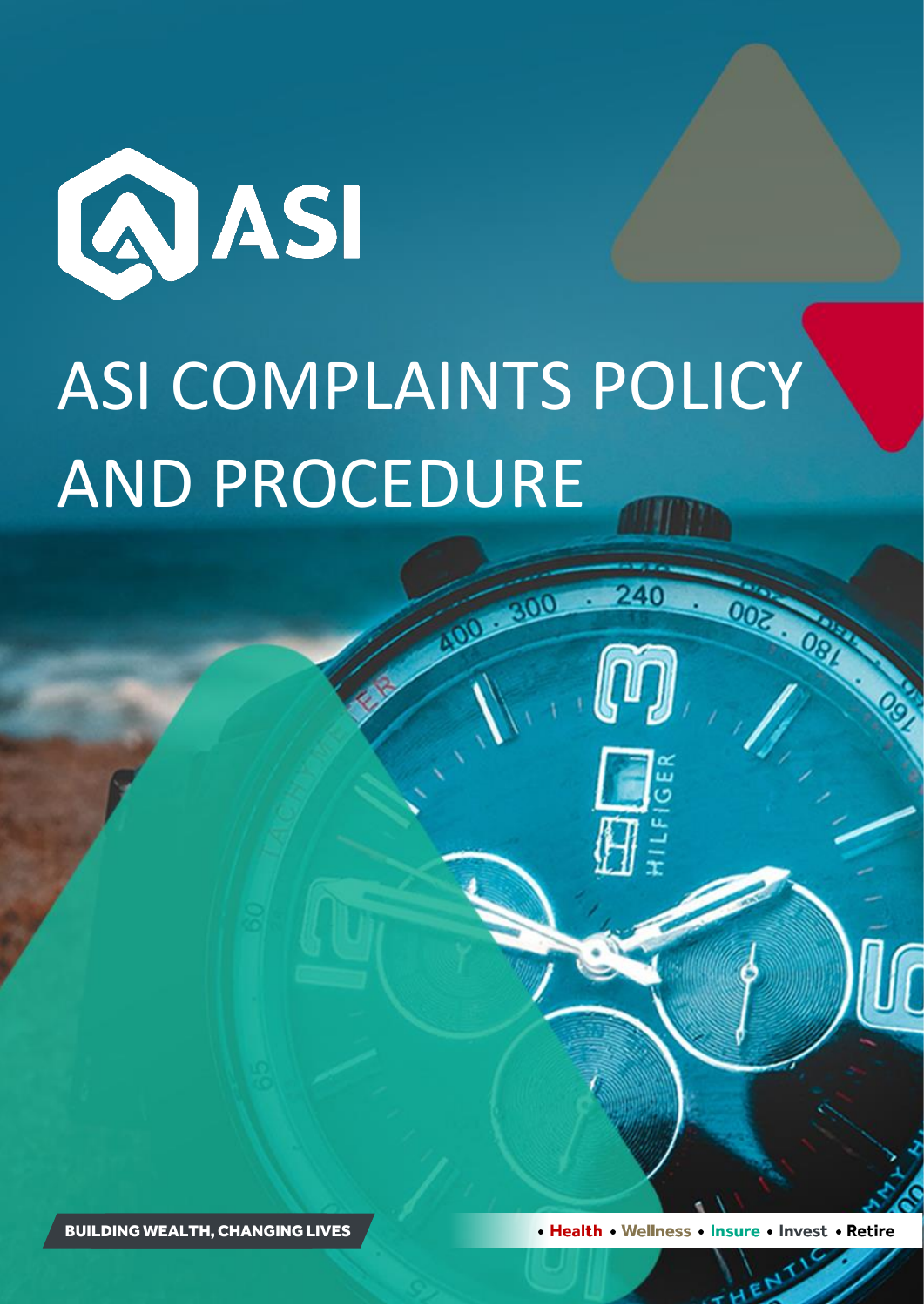ASI

# ASI COMPLAINTS POLICY AND PROCEDURE

**BUILDING WEALTH, CHANGING LIVES**

**• Health • Wellness • Insure • Invest • Retire**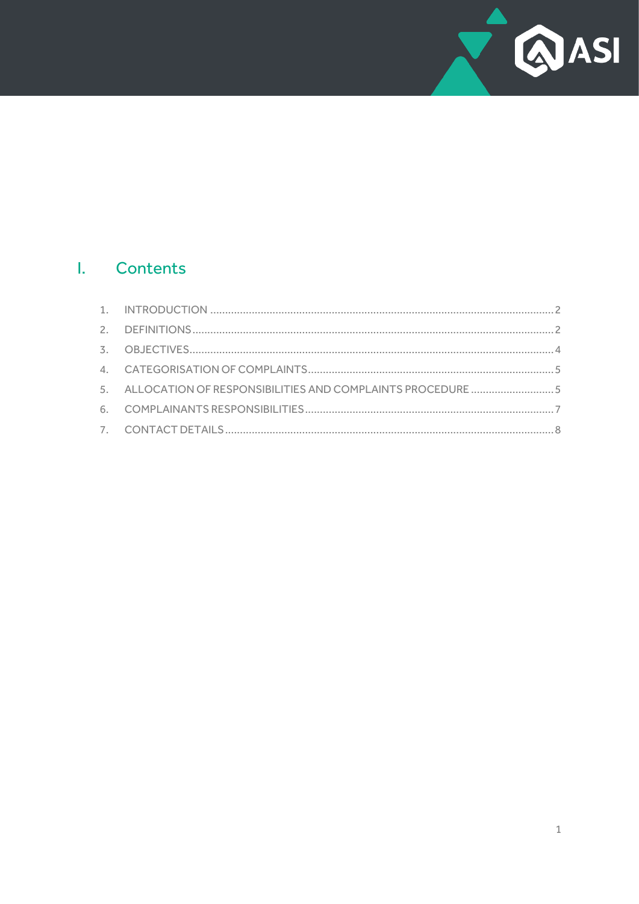# I. Contents

1. INTRODUCTION ..... 2
2. DEFINITIONS ..... 2
3. OBJECTIVES ..... 4
4. CATEGORISATION OF COMPLAINTS ..... 5
5. ALLOCATION OF RESPONSIBILITIES AND COMPLAINTS PROCEDURE ..... 5
6. COMPLAINANTS RESPONSIBILITIES ..... 7
7. CONTACT DETAILS ..... 8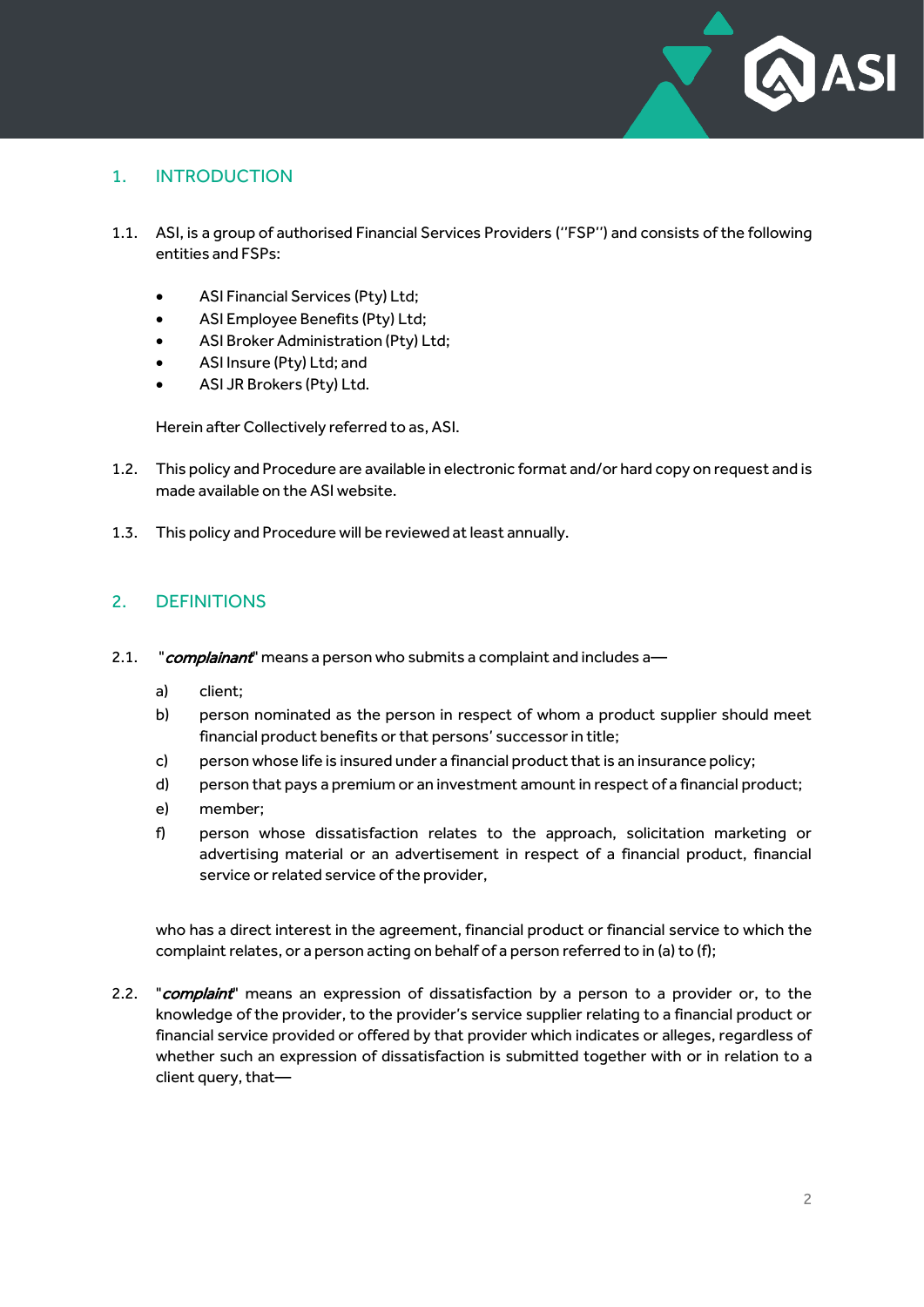## 1. INTRODUCTION

1.1. ASI, is a group of authorised Financial Services Providers (''FSP'') and consists of the following entities and FSPs:

- ASI Financial Services (Pty) Ltd;
- ASI Employee Benefits (Pty) Ltd;
- ASI Broker Administration (Pty) Ltd;
- ASI Insure (Pty) Ltd; and
- ASI JR Brokers (Pty) Ltd.

Herein after Collectively referred to as, ASI.

1.2. This policy and Procedure are available in electronic format and/or hard copy on request and is made available on the ASI website.

1.3. This policy and Procedure will be reviewed at least annually.

## 2. DEFINITIONS

2.1. "***complainant***" means a person who submits a complaint and includes a—

a) client;

b) person nominated as the person in respect of whom a product supplier should meet financial product benefits or that persons' successor in title;

c) person whose life is insured under a financial product that is an insurance policy;

d) person that pays a premium or an investment amount in respect of a financial product;

e) member;

f) person whose dissatisfaction relates to the approach, solicitation marketing or advertising material or an advertisement in respect of a financial product, financial service or related service of the provider,

who has a direct interest in the agreement, financial product or financial service to which the complaint relates, or a person acting on behalf of a person referred to in (a) to (f);

2.2. "***complaint***" means an expression of dissatisfaction by a person to a provider or, to the knowledge of the provider, to the provider's service supplier relating to a financial product or financial service provided or offered by that provider which indicates or alleges, regardless of whether such an expression of dissatisfaction is submitted together with or in relation to a client query, that—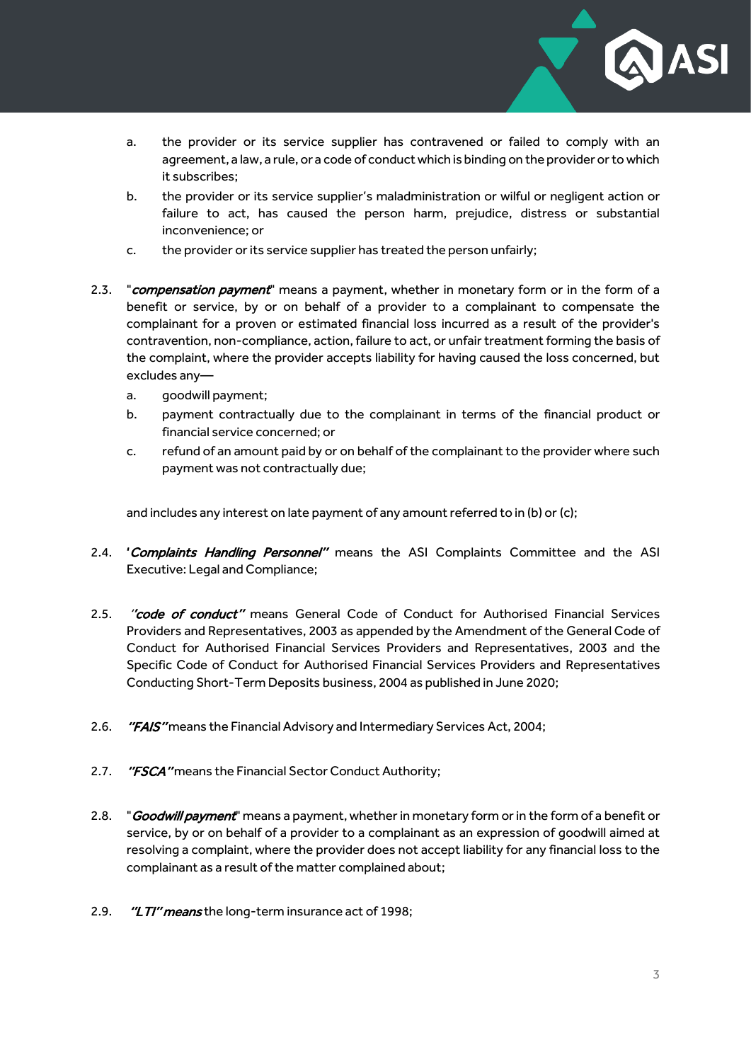a. the provider or its service supplier has contravened or failed to comply with an agreement, a law, a rule, or a code of conduct which is binding on the provider or to which it subscribes;

b. the provider or its service supplier's maladministration or wilful or negligent action or failure to act, has caused the person harm, prejudice, distress or substantial inconvenience; or

c. the provider or its service supplier has treated the person unfairly;

2.3. "***compensation payment***" means a payment, whether in monetary form or in the form of a benefit or service, by or on behalf of a provider to a complainant to compensate the complainant for a proven or estimated financial loss incurred as a result of the provider's contravention, non-compliance, action, failure to act, or unfair treatment forming the basis of the complaint, where the provider accepts liability for having caused the loss concerned, but excludes any—

a. goodwill payment;

b. payment contractually due to the complainant in terms of the financial product or financial service concerned; or

c. refund of an amount paid by or on behalf of the complainant to the provider where such payment was not contractually due;

and includes any interest on late payment of any amount referred to in (b) or (c);

2.4. '***Complaints Handling Personnel***" means the ASI Complaints Committee and the ASI Executive: Legal and Compliance;

2.5. "***code of conduct***" means General Code of Conduct for Authorised Financial Services Providers and Representatives, 2003 as appended by the Amendment of the General Code of Conduct for Authorised Financial Services Providers and Representatives, 2003 and the Specific Code of Conduct for Authorised Financial Services Providers and Representatives Conducting Short-Term Deposits business, 2004 as published in June 2020;

2.6. "***FAIS***" means the Financial Advisory and Intermediary Services Act, 2004;

2.7. "***FSCA***" means the Financial Sector Conduct Authority;

2.8. "***Goodwill payment***" means a payment, whether in monetary form or in the form of a benefit or service, by or on behalf of a provider to a complainant as an expression of goodwill aimed at resolving a complaint, where the provider does not accept liability for any financial loss to the complainant as a result of the matter complained about;

2.9. "***LTI" means*** the long-term insurance act of 1998;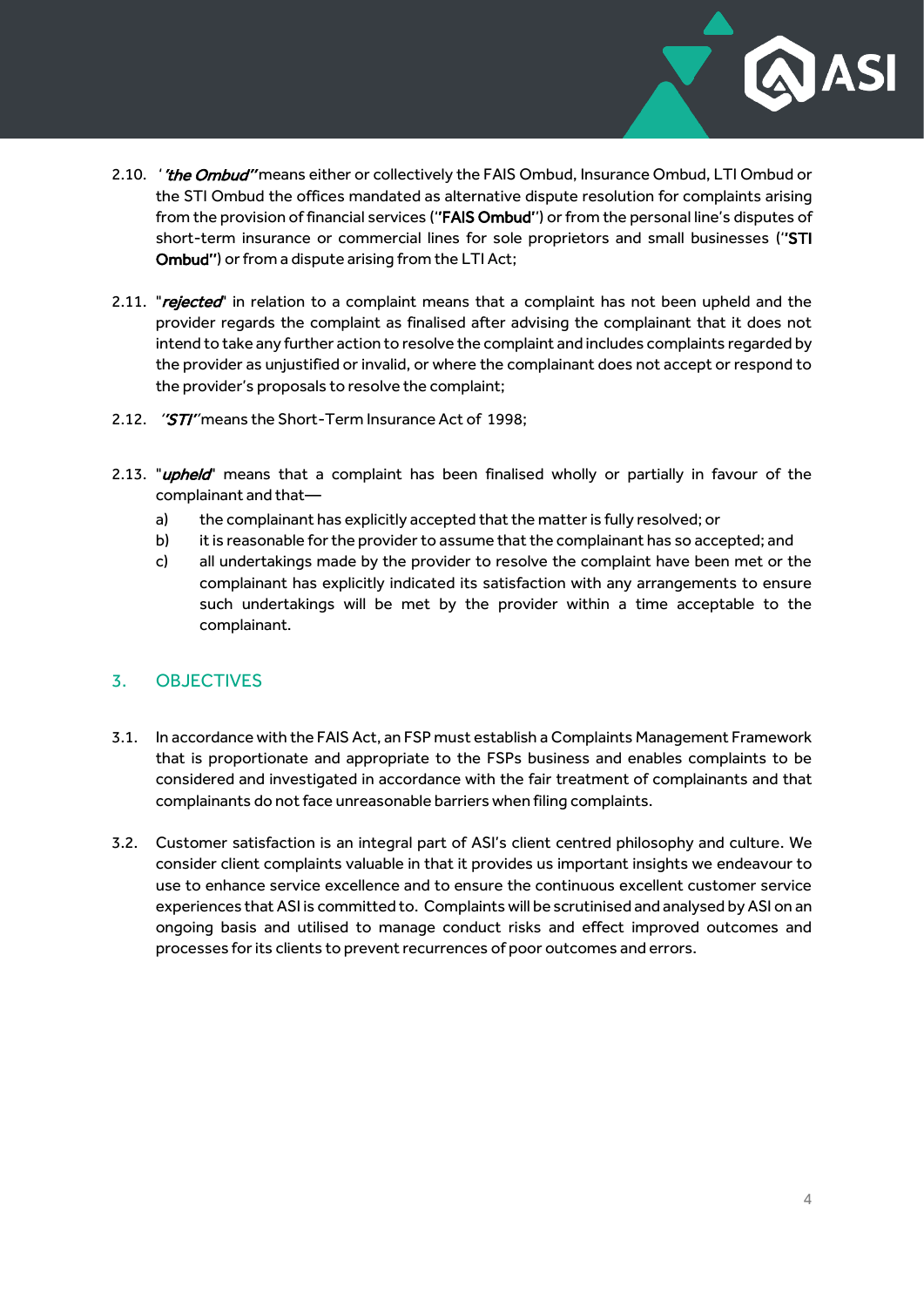2.10. ''*the Ombud*'' means either or collectively the FAIS Ombud, Insurance Ombud, LTI Ombud or the STI Ombud the offices mandated as alternative dispute resolution for complaints arising from the provision of financial services (''**FAIS Ombud**'') or from the personal line's disputes of short-term insurance or commercial lines for sole proprietors and small businesses (''**STI Ombud**'') or from a dispute arising from the LTI Act;

2.11. "*rejected*" in relation to a complaint means that a complaint has not been upheld and the provider regards the complaint as finalised after advising the complainant that it does not intend to take any further action to resolve the complaint and includes complaints regarded by the provider as unjustified or invalid, or where the complainant does not accept or respond to the provider's proposals to resolve the complaint;

2.12. ''*STI*'' means the Short-Term Insurance Act of 1998;

2.13. "*upheld*" means that a complaint has been finalised wholly or partially in favour of the complainant and that—

a) the complainant has explicitly accepted that the matter is fully resolved; or

b) it is reasonable for the provider to assume that the complainant has so accepted; and

c) all undertakings made by the provider to resolve the complaint have been met or the complainant has explicitly indicated its satisfaction with any arrangements to ensure such undertakings will be met by the provider within a time acceptable to the complainant.

## 3. OBJECTIVES

3.1. In accordance with the FAIS Act, an FSP must establish a Complaints Management Framework that is proportionate and appropriate to the FSPs business and enables complaints to be considered and investigated in accordance with the fair treatment of complainants and that complainants do not face unreasonable barriers when filing complaints.

3.2. Customer satisfaction is an integral part of ASI's client centred philosophy and culture. We consider client complaints valuable in that it provides us important insights we endeavour to use to enhance service excellence and to ensure the continuous excellent customer service experiences that ASI is committed to. Complaints will be scrutinised and analysed by ASI on an ongoing basis and utilised to manage conduct risks and effect improved outcomes and processes for its clients to prevent recurrences of poor outcomes and errors.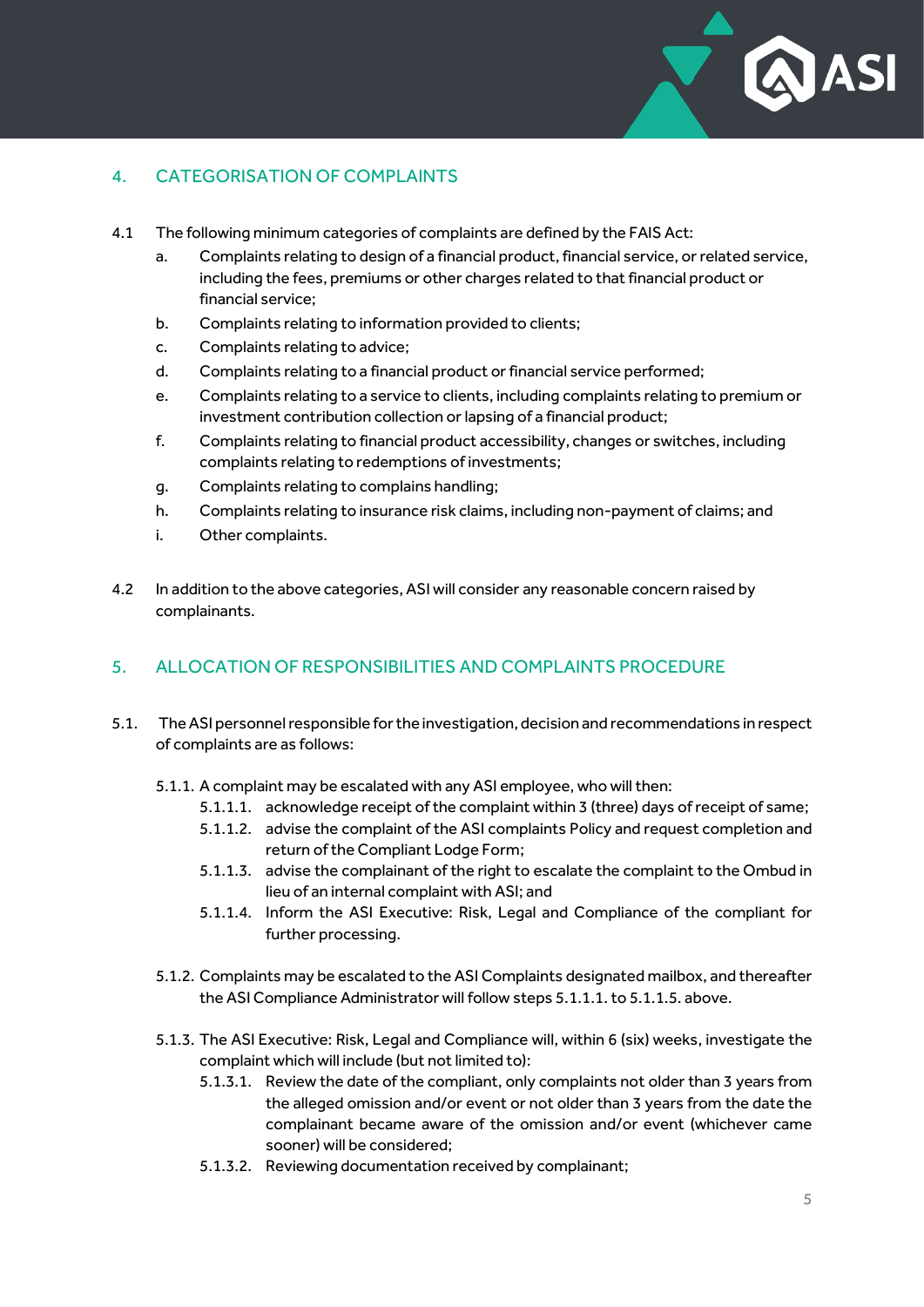## 4. CATEGORISATION OF COMPLAINTS

4.1 The following minimum categories of complaints are defined by the FAIS Act:

a. Complaints relating to design of a financial product, financial service, or related service, including the fees, premiums or other charges related to that financial product or financial service;

b. Complaints relating to information provided to clients;

c. Complaints relating to advice;

d. Complaints relating to a financial product or financial service performed;

e. Complaints relating to a service to clients, including complaints relating to premium or investment contribution collection or lapsing of a financial product;

f. Complaints relating to financial product accessibility, changes or switches, including complaints relating to redemptions of investments;

g. Complaints relating to complains handling;

h. Complaints relating to insurance risk claims, including non-payment of claims; and

i. Other complaints.

4.2 In addition to the above categories, ASI will consider any reasonable concern raised by complainants.

## 5. ALLOCATION OF RESPONSIBILITIES AND COMPLAINTS PROCEDURE

5.1. The ASI personnel responsible for the investigation, decision and recommendations in respect of complaints are as follows:

5.1.1. A complaint may be escalated with any ASI employee, who will then:

5.1.1.1. acknowledge receipt of the complaint within 3 (three) days of receipt of same;

5.1.1.2. advise the complaint of the ASI complaints Policy and request completion and return of the Compliant Lodge Form;

5.1.1.3. advise the complainant of the right to escalate the complaint to the Ombud in lieu of an internal complaint with ASI; and

5.1.1.4. Inform the ASI Executive: Risk, Legal and Compliance of the compliant for further processing.

5.1.2. Complaints may be escalated to the ASI Complaints designated mailbox, and thereafter the ASI Compliance Administrator will follow steps 5.1.1.1. to 5.1.1.5. above.

5.1.3. The ASI Executive: Risk, Legal and Compliance will, within 6 (six) weeks, investigate the complaint which will include (but not limited to):

5.1.3.1. Review the date of the compliant, only complaints not older than 3 years from the alleged omission and/or event or not older than 3 years from the date the complainant became aware of the omission and/or event (whichever came sooner) will be considered;

5.1.3.2. Reviewing documentation received by complainant;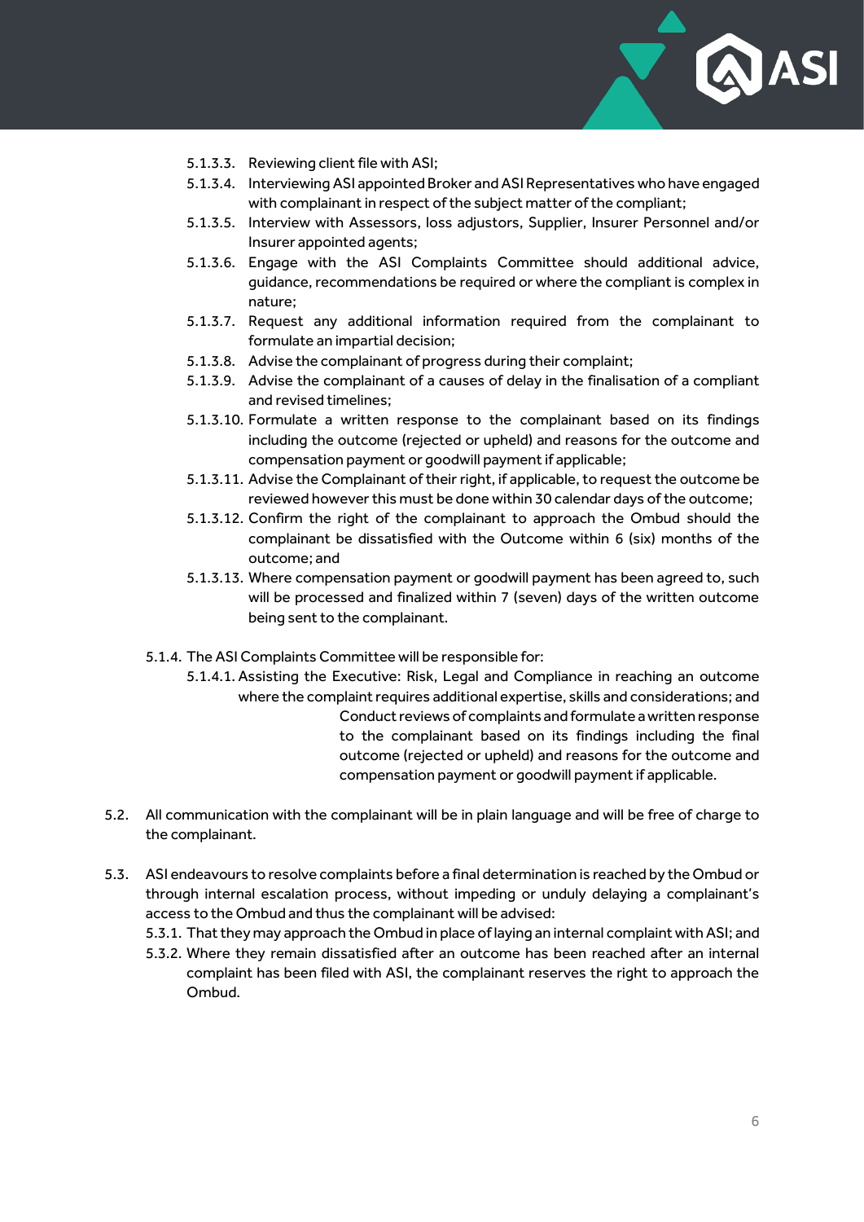- 5.1.3.3. Reviewing client file with ASI;
- 5.1.3.4. Interviewing ASI appointed Broker and ASI Representatives who have engaged with complainant in respect of the subject matter of the compliant;
- 5.1.3.5. Interview with Assessors, loss adjustors, Supplier, Insurer Personnel and/or Insurer appointed agents;
- 5.1.3.6. Engage with the ASI Complaints Committee should additional advice, guidance, recommendations be required or where the compliant is complex in nature;
- 5.1.3.7. Request any additional information required from the complainant to formulate an impartial decision;
- 5.1.3.8. Advise the complainant of progress during their complaint;
- 5.1.3.9. Advise the complainant of a causes of delay in the finalisation of a compliant and revised timelines;
- 5.1.3.10. Formulate a written response to the complainant based on its findings including the outcome (rejected or upheld) and reasons for the outcome and compensation payment or goodwill payment if applicable;
- 5.1.3.11. Advise the Complainant of their right, if applicable, to request the outcome be reviewed however this must be done within 30 calendar days of the outcome;
- 5.1.3.12. Confirm the right of the complainant to approach the Ombud should the complainant be dissatisfied with the Outcome within 6 (six) months of the outcome; and
- 5.1.3.13. Where compensation payment or goodwill payment has been agreed to, such will be processed and finalized within 7 (seven) days of the written outcome being sent to the complainant.

5.1.4. The ASI Complaints Committee will be responsible for:

5.1.4.1. Assisting the Executive: Risk, Legal and Compliance in reaching an outcome where the complaint requires additional expertise, skills and considerations; and Conduct reviews of complaints and formulate a written response to the complainant based on its findings including the final outcome (rejected or upheld) and reasons for the outcome and compensation payment or goodwill payment if applicable.

5.2. All communication with the complainant will be in plain language and will be free of charge to the complainant.

5.3. ASI endeavours to resolve complaints before a final determination is reached by the Ombud or through internal escalation process, without impeding or unduly delaying a complainant's access to the Ombud and thus the complainant will be advised:

- 5.3.1. That they may approach the Ombud in place of laying an internal complaint with ASI; and
- 5.3.2. Where they remain dissatisfied after an outcome has been reached after an internal complaint has been filed with ASI, the complainant reserves the right to approach the Ombud.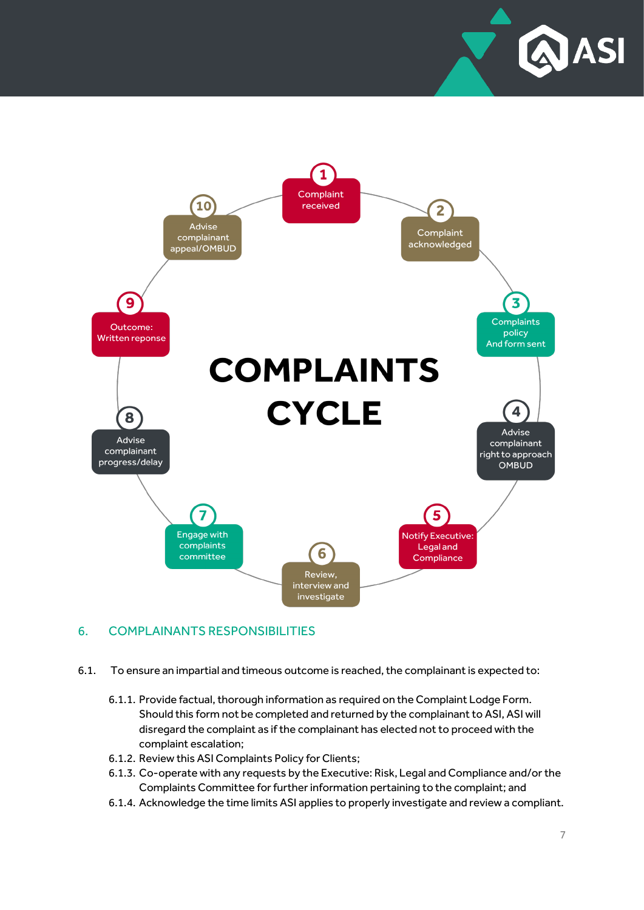**COMPLAINTS CYCLE**

1. Complaint received
2. Complaint acknowledged
3. Complaints policy And form sent
4. Advise complainant right to approach OMBUD
5. Notify Executive: Legal and Compliance
6. Review, interview and investigate
7. Engage with complaints committee
8. Advise complainant progress/delay
9. Outcome: Written reponse
10. Advise complainant appeal/OMBUD

## 6. COMPLAINANTS RESPONSIBILITIES

6.1. To ensure an impartial and timeous outcome is reached, the complainant is expected to:

- 6.1.1. Provide factual, thorough information as required on the Complaint Lodge Form. Should this form not be completed and returned by the complainant to ASI, ASI will disregard the complaint as if the complainant has elected not to proceed with the complaint escalation;
- 6.1.2. Review this ASI Complaints Policy for Clients;
- 6.1.3. Co-operate with any requests by the Executive: Risk, Legal and Compliance and/or the Complaints Committee for further information pertaining to the complaint; and
- 6.1.4. Acknowledge the time limits ASI applies to properly investigate and review a compliant.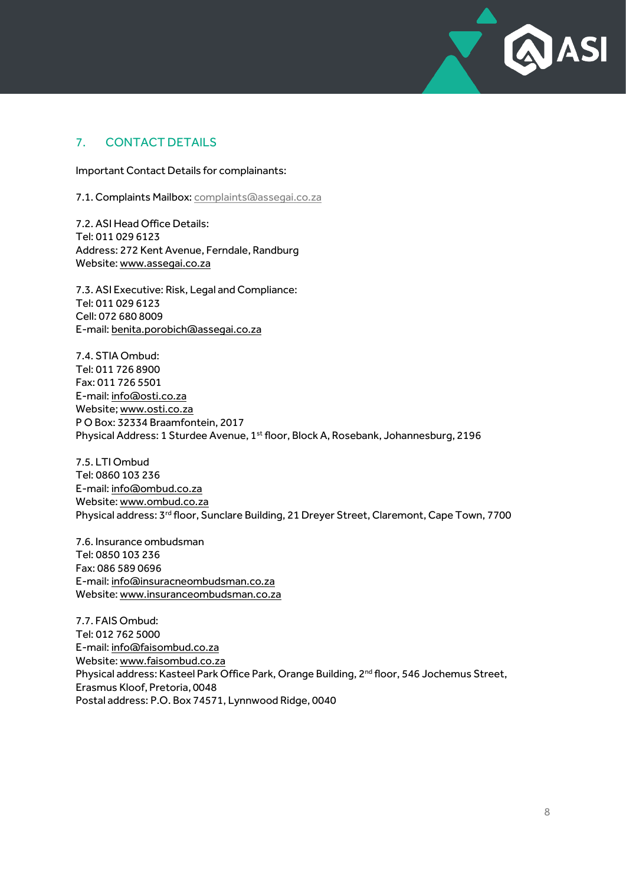## 7. CONTACT DETAILS

Important Contact Details for complainants:

7.1. Complaints Mailbox: complaints@assegai.co.za

7.2. ASI Head Office Details:
Tel: 011 029 6123
Address: 272 Kent Avenue, Ferndale, Randburg
Website: www.assegai.co.za

7.3. ASI Executive: Risk, Legal and Compliance:
Tel: 011 029 6123
Cell: 072 680 8009
E-mail: benita.porobich@assegai.co.za

7.4. STIA Ombud:
Tel: 011 726 8900
Fax: 011 726 5501
E-mail: info@osti.co.za
Website; www.osti.co.za
P O Box: 32334 Braamfontein, 2017
Physical Address: 1 Sturdee Avenue, 1st floor, Block A, Rosebank, Johannesburg, 2196

7.5. LTI Ombud
Tel: 0860 103 236
E-mail: info@ombud.co.za
Website: www.ombud.co.za
Physical address: 3rd floor, Sunclare Building, 21 Dreyer Street, Claremont, Cape Town, 7700

7.6. Insurance ombudsman
Tel: 0850 103 236
Fax: 086 589 0696
E-mail: info@insuracneombudsman.co.za
Website: www.insuranceombudsman.co.za

7.7. FAIS Ombud:
Tel: 012 762 5000
E-mail: info@faisombud.co.za
Website: www.faisombud.co.za
Physical address: Kasteel Park Office Park, Orange Building, 2nd floor, 546 Jochemus Street, Erasmus Kloof, Pretoria, 0048
Postal address: P.O. Box 74571, Lynnwood Ridge, 0040